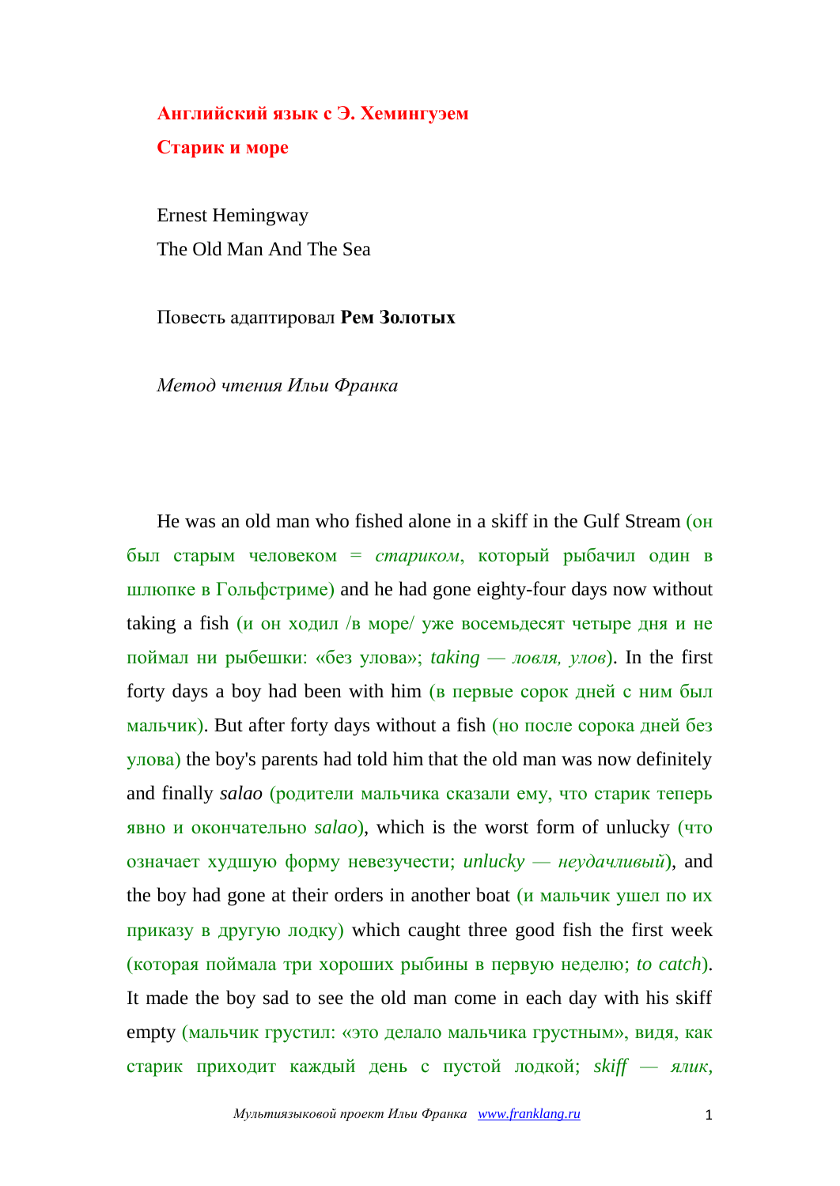# **Английский язык с Э. Хемингуэем**

## **Старик и море**

Ernest Hemingway

The Old Man And The Sea

Повесть адаптировал **Рем Золотых**

*Метод чтения Ильи Франка*

He was an old man who fished alone in a skiff in the Gulf Stream (он был старым человеком = *стариком*, который рыбачил один в шлюпке в Гольфстриме) and he had gone eighty-four days now without taking a fish (и он ходил /в море/ уже восемьдесят четыре дня и не поймал ни рыбешки: «без улова»; *taking — ловля, улов*). In the first forty days a boy had been with him (в первые сорок дней с ним был мальчик). But after forty days without a fish (но после сорока дней без улова) the boy's parents had told him that the old man was now definitely and finally *salao* (родители мальчика сказали ему, что старик теперь явно и окончательно *salao*), which is the worst form of unlucky (что означает худшую форму невезучести; *unlucky — неудачливый*), and the boy had gone at their orders in another boat (и мальчик ушел по их приказу в другую лодку) which caught three good fish the first week (которая поймала три хороших рыбины в первую неделю; *to catch*). It made the boy sad to see the old man come in each day with his skiff empty (мальчик грустил: «это делало мальчика грустным», видя, как старик приходит каждый день с пустой лодкой; *skiff — ялик,*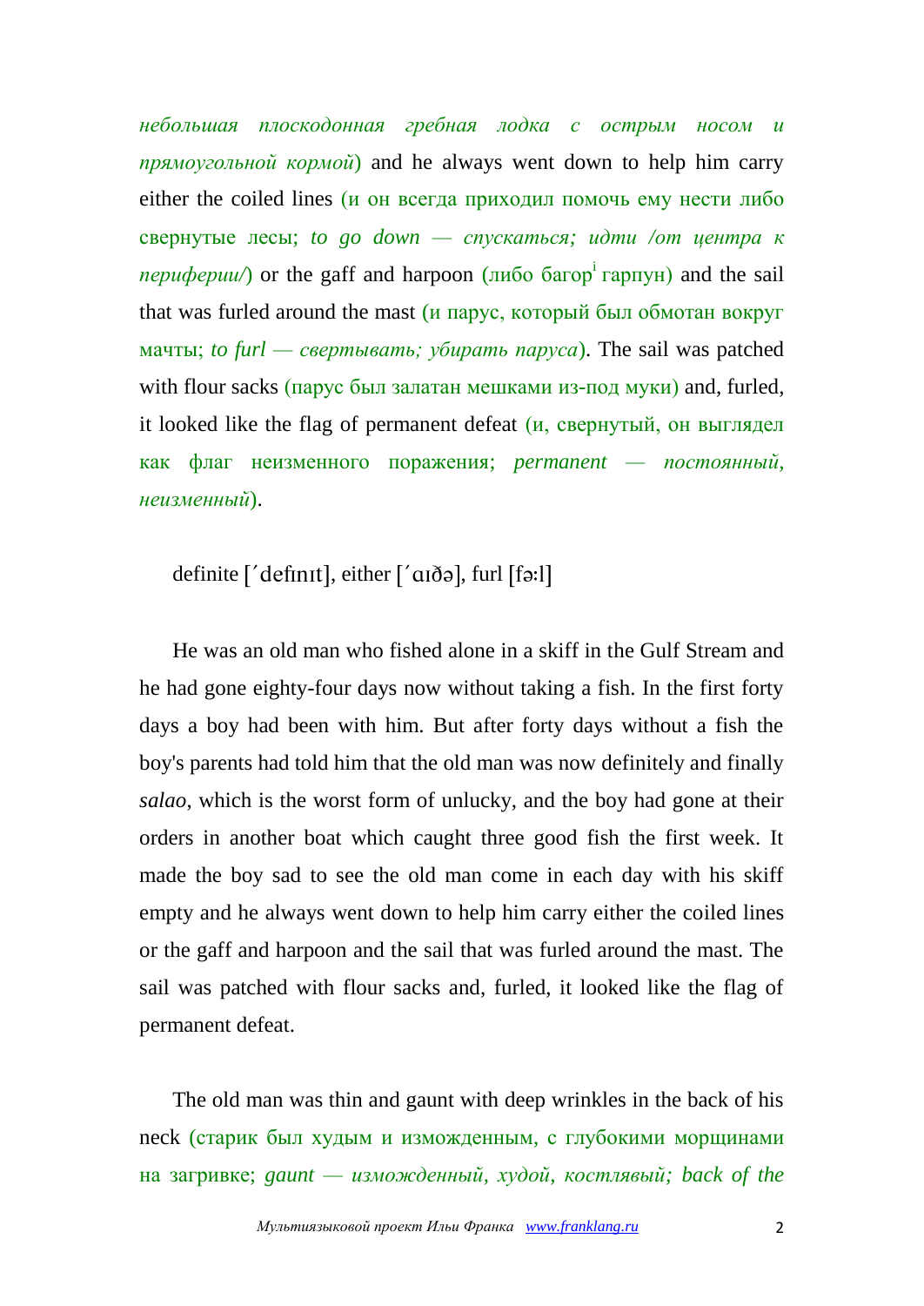*небольшая плоскодонная гребная лодка с острым носом и прямоугольной кормой*) and he always went down to help him carry either the coiled lines (и он всегда приходил помочь ему нести либо свернутые лесы; *to go down — спускаться; идти /от центра к периферии/*) or the gaff and harpoon (либо багор[i] гарпун) and the sail that was furled around the mast (и парус, который был обмотан вокруг мачты; *to furl — свертывать; убирать паруса*). The sail was patched with flour sacks (парус был залатан мешками из-под муки) and, furled, it looked like the flag of permanent defeat (и, свернутый, он выглядел как флаг неизменного поражения; *permanent — постоянный, неизменный*).

definite [´defınıt], either [´aıðə], furl [fə:l]

He was an old man who fished alone in a skiff in the Gulf Stream and he had gone eighty-four days now without taking a fish. In the first forty days a boy had been with him. But after forty days without a fish the boy's parents had told him that the old man was now definitely and finally *salao*, which is the worst form of unlucky, and the boy had gone at their orders in another boat which caught three good fish the first week. It made the boy sad to see the old man come in each day with his skiff empty and he always went down to help him carry either the coiled lines or the gaff and harpoon and the sail that was furled around the mast. The sail was patched with flour sacks and, furled, it looked like the flag of permanent defeat.

The old man was thin and gaunt with deep wrinkles in the back of his neck (старик был худым и изможденным, с глубокими морщинами на загривке; *gaunt — изможденный, худой, костлявый; back of the*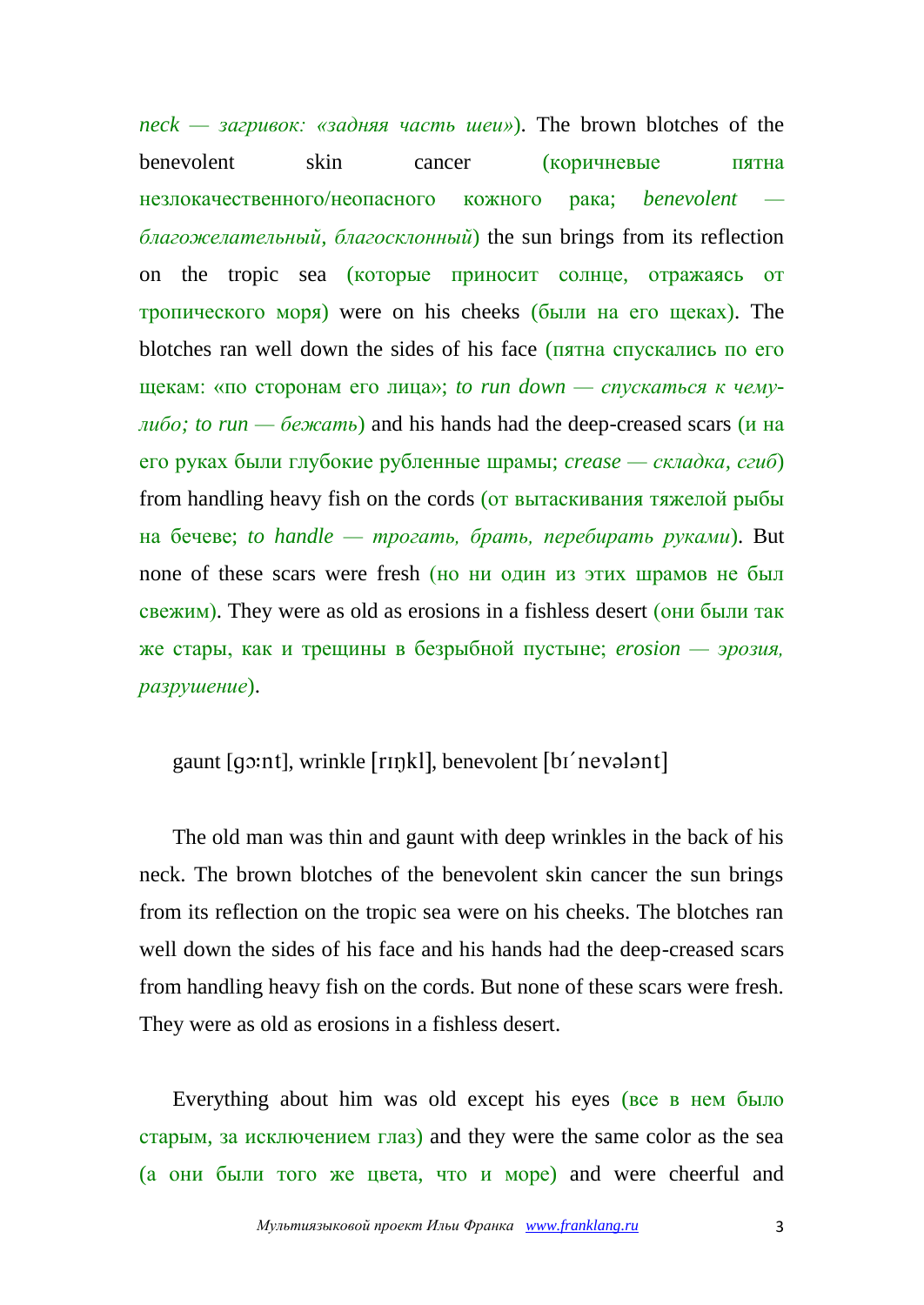*neck — загривок: «задняя часть шеи»*). The brown blotches of the benevolent skin cancer (коричневые пятна незлокачественного/неопасного кожного рака; *benevolent — благожелательный, благосклонный*) the sun brings from its reflection on the tropic sea (которые приносит солнце, отражаясь от тропического моря) were on his cheeks (были на его щеках). The blotches ran well down the sides of his face (пятна спускались по его щекам: «по сторонам его лица»; *to run down — спускаться к чему-либо; to run — бежать*) and his hands had the deep-creased scars (и на его руках были глубокие рубленные шрамы; *crease — складка, сгиб*) from handling heavy fish on the cords (от вытаскивания тяжелой рыбы на бечеве; *to handle — трогать, брать, перебирать руками*). But none of these scars were fresh (но ни один из этих шрамов не был свежим). They were as old as erosions in a fishless desert (они были так же стары, как и трещины в безрыбной пустыне; *erosion — эрозия, разрушение*).

gaunt [gɔːnt], wrinkle [rɪŋkl], benevolent [bɪˊnevələnt]

The old man was thin and gaunt with deep wrinkles in the back of his neck. The brown blotches of the benevolent skin cancer the sun brings from its reflection on the tropic sea were on his cheeks. The blotches ran well down the sides of his face and his hands had the deep-creased scars from handling heavy fish on the cords. But none of these scars were fresh. They were as old as erosions in a fishless desert.

Everything about him was old except his eyes (все в нем было старым, за исключением глаз) and they were the same color as the sea (а они были того же цвета, что и море) and were cheerful and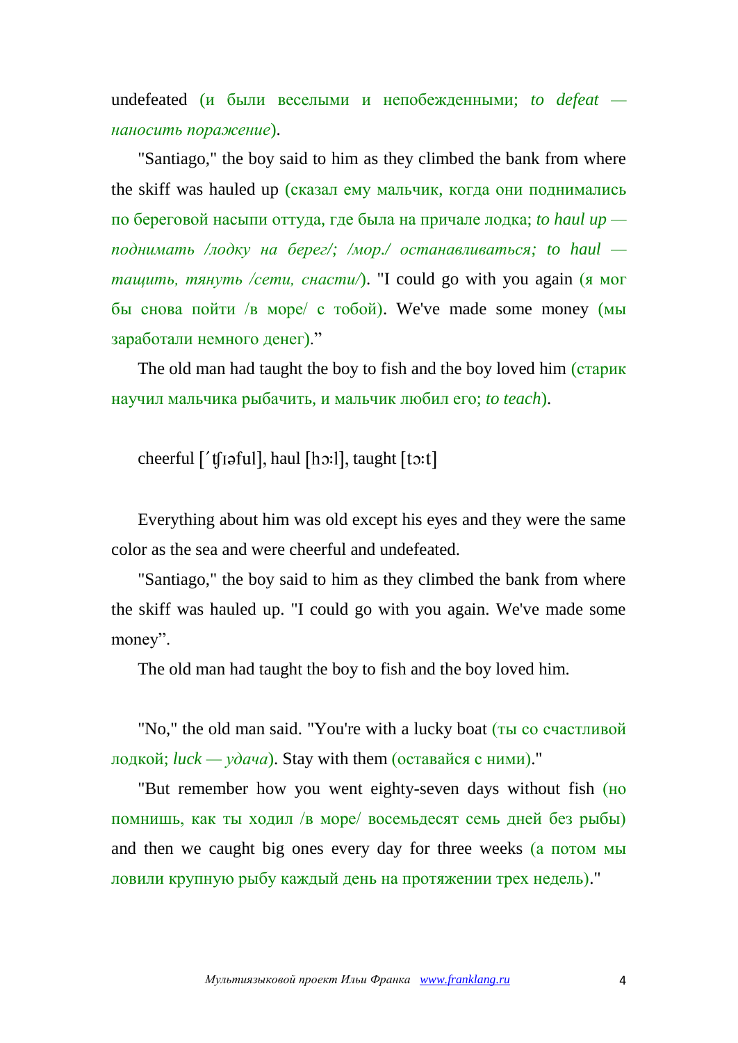undefeated (и были веселыми и непобежденными; *to defeat — наносить поражение*).

"Santiago," the boy said to him as they climbed the bank from where the skiff was hauled up (сказал ему мальчик, когда они поднимались по береговой насыпи оттуда, где была на причале лодка; *to haul up — поднимать /лодку на берег/; /мор./ останавливаться; to haul — тащить, тянуть /сети, снасти/*). "I could go with you again (я мог бы снова пойти /в море/ с тобой). We've made some money (мы заработали немного денег)."

The old man had taught the boy to fish and the boy loved him (старик научил мальчика рыбачить, и мальчик любил его; *to teach*).

cheerful [΄ʧɪəful], haul [hɔːl], taught [tɔːt]

Everything about him was old except his eyes and they were the same color as the sea and were cheerful and undefeated.

"Santiago," the boy said to him as they climbed the bank from where the skiff was hauled up. "I could go with you again. We've made some money".

The old man had taught the boy to fish and the boy loved him.

"No," the old man said. "You're with a lucky boat (ты со счастливой лодкой; *luck — удача*). Stay with them (оставайся с ними)."

"But remember how you went eighty-seven days without fish (но помнишь, как ты ходил /в море/ восемьдесят семь дней без рыбы) and then we caught big ones every day for three weeks (а потом мы ловили крупную рыбу каждый день на протяжении трех недель)."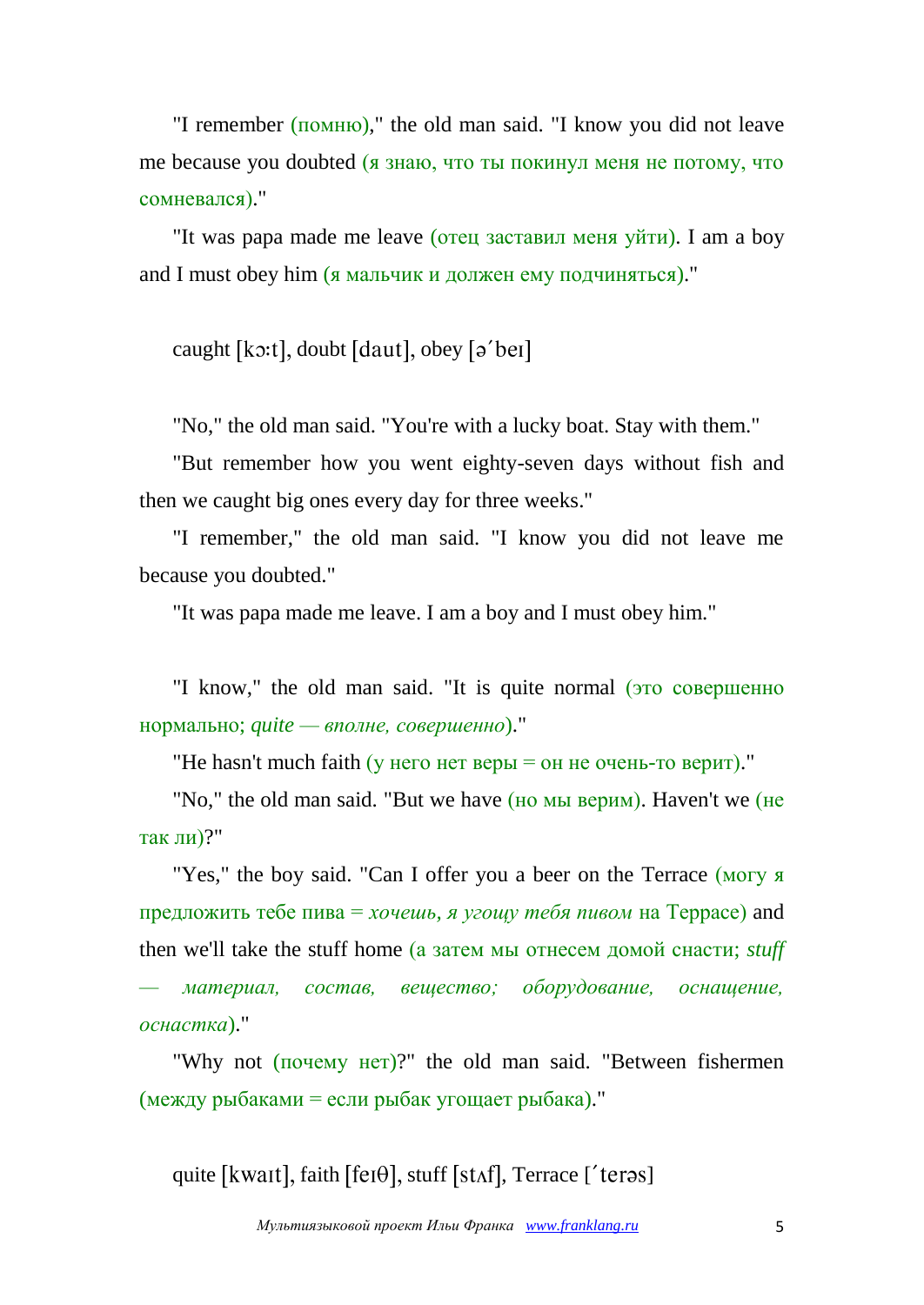"I remember (помню)," the old man said. "I know you did not leave me because you doubted (я знаю, что ты покинул меня не потому, что сомневался)."

"It was papa made me leave (отец заставил меня уйти). I am a boy and I must obey him (я мальчик и должен ему подчиняться)."

caught [kɔːt], doubt [daut], obey [əˊbeɪ]

"No," the old man said. "You're with a lucky boat. Stay with them."

"But remember how you went eighty-seven days without fish and then we caught big ones every day for three weeks."

"I remember," the old man said. "I know you did not leave me because you doubted."

"It was papa made me leave. I am a boy and I must obey him."

"I know," the old man said. "It is quite normal (это совершенно нормально; *quite — вполне, совершенно*)."

"He hasn't much faith (у него нет веры = он не очень-то верит)."

"No," the old man said. "But we have (но мы верим). Haven't we (не так ли)?"

"Yes," the boy said. "Can I offer you a beer on the Terrace (могу я предложить тебе пива = *хочешь, я угощу тебя пивом* на Террасе) and then we'll take the stuff home (а затем мы отнесем домой снасти; *stuff — материал, состав, вещество; оборудование, оснащение, оснастка*)."

"Why not (почему нет)?" the old man said. "Between fishermen (между рыбаками = если рыбак угощает рыбака)."

quite [kwaɪt], faith [feɪθ], stuff [stʌf], Terrace [ˊterəs]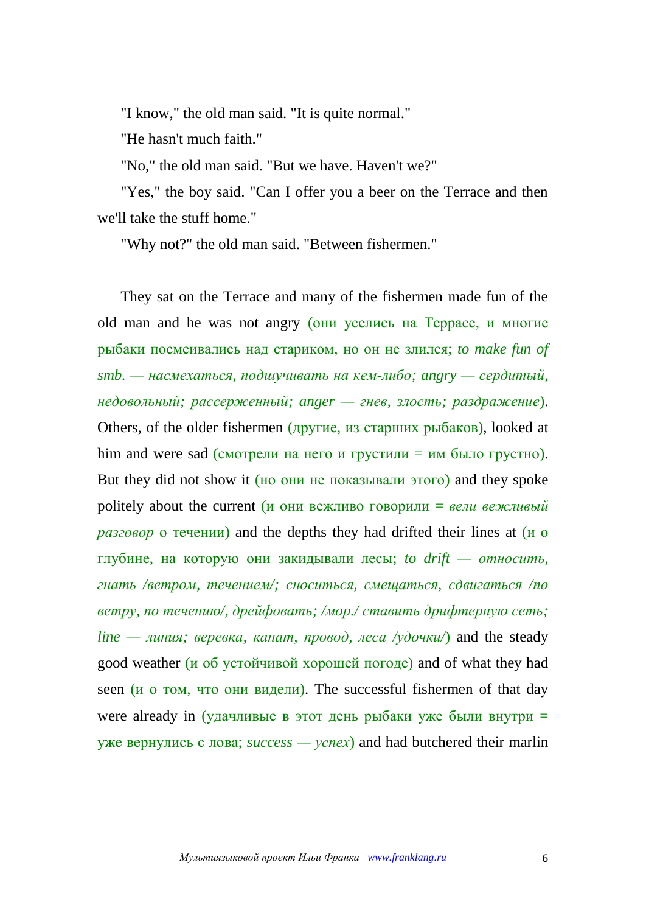"I know," the old man said. "It is quite normal."

"He hasn't much faith."

"No," the old man said. "But we have. Haven't we?"

"Yes," the boy said. "Can I offer you a beer on the Terrace and then we'll take the stuff home."

"Why not?" the old man said. "Between fishermen."

They sat on the Terrace and many of the fishermen made fun of the old man and he was not angry (они уселись на Террасе, и многие рыбаки посмеивались над стариком, но он не злился; *to make fun of smb. — насмехаться, подшучивать на кем-либо; angry — сердитый, недовольный; рассерженный; anger — гнев, злость; раздражение*). Others, of the older fishermen (другие, из старших рыбаков), looked at him and were sad (смотрели на него и грустили = им было грустно). But they did not show it (но они не показывали этого) and they spoke politely about the current (и они вежливо говорили = *вели вежливый разговор* о течении) and the depths they had drifted their lines at (и о глубине, на которую они закидывали лесы; *to drift — относить, гнать /ветром, течением/; сноситься, смещаться, сдвигаться /по ветру, по течению/, дрейфовать; /мор./ ставить дрифтерную сеть; line — линия; веревка, канат, провод, леса /удочки/*) and the steady good weather (и об устойчивой хорошей погоде) and of what they had seen (и о том, что они видели). The successful fishermen of that day were already in (удачливые в этот день рыбаки уже были внутри = уже вернулись с лова; *success — успех*) and had butchered their marlin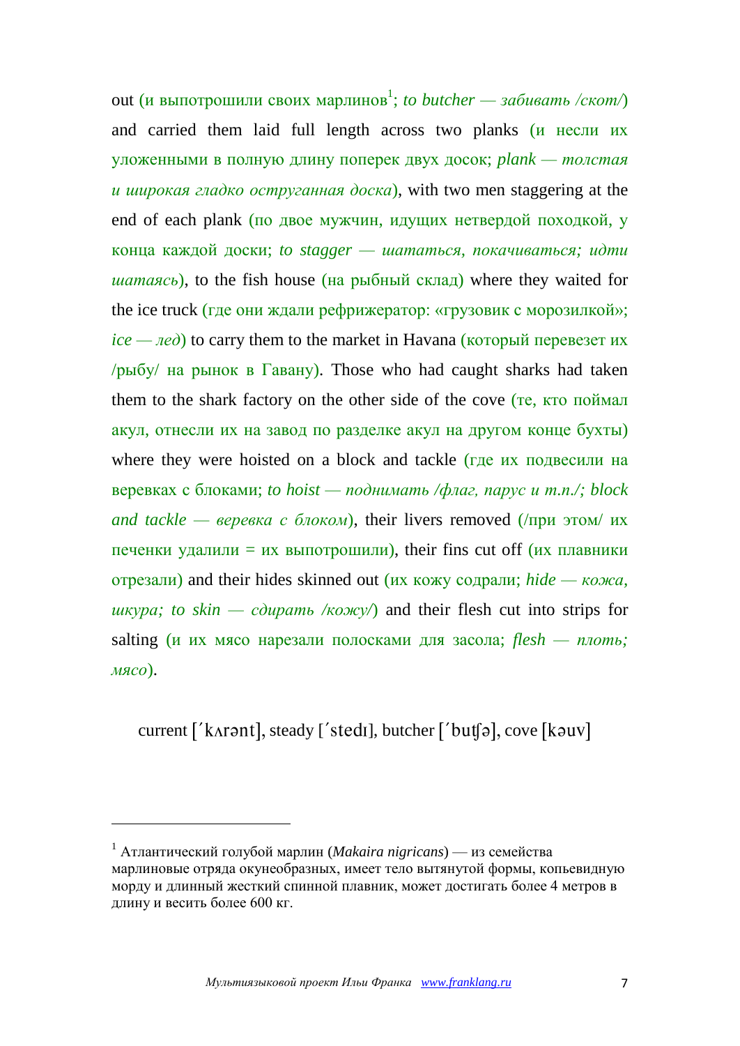out (и выпотрошили своих марлинов[1]; *to butcher — забивать /скот/*) and carried them laid full length across two planks (и несли их уложенными в полную длину поперек двух досок; *plank — толстая и широкая гладко оструганная доска*), with two men staggering at the end of each plank (по двое мужчин, идущих нетвердой походкой, у конца каждой доски; *to stagger — шататься, покачиваться; идти шатаясь*), to the fish house (на рыбный склад) where they waited for the ice truck (где они ждали рефрижератор: «грузовик с морозилкой»; *ice — лед*) to carry them to the market in Havana (который перевезет их /рыбу/ на рынок в Гавану). Those who had caught sharks had taken them to the shark factory on the other side of the cove (те, кто поймал акул, отнесли их на завод по разделке акул на другом конце бухты) where they were hoisted on a block and tackle (где их подвесили на веревках с блоками; *to hoist — поднимать /флаг, парус и т.п./; block and tackle — веревка с блоком*), their livers removed (/при этом/ их печенки удалили = их выпотрошили), their fins cut off (их плавники отрезали) and their hides skinned out (их кожу содрали; *hide — кожа, шкура; to skin — сдирать /кожу/*) and their flesh cut into strips for salting (и их мясо нарезали полосками для засола; *flesh — плоть; мясо*).

current [ˈkʌrənt], steady [ˈstedɪ], butcher [ˈbuʧə], cove [kəuv]

---

[1] Атлантический голубой марлин (*Makaira nigricans*) — из семейства марлиновые отряда окунеобразных, имеет тело вытянутой формы, копьевидную морду и длинный жесткий спинной плавник, может достигать более 4 метров в длину и весить более 600 кг.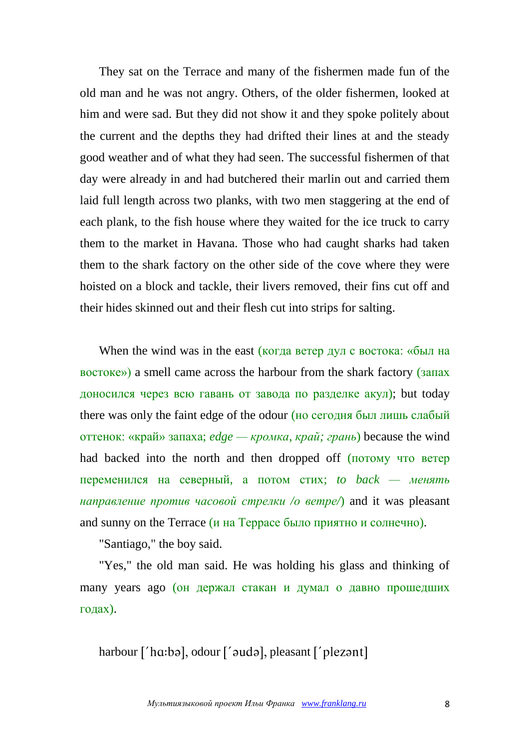They sat on the Terrace and many of the fishermen made fun of the old man and he was not angry. Others, of the older fishermen, looked at him and were sad. But they did not show it and they spoke politely about the current and the depths they had drifted their lines at and the steady good weather and of what they had seen. The successful fishermen of that day were already in and had butchered their marlin out and carried them laid full length across two planks, with two men staggering at the end of each plank, to the fish house where they waited for the ice truck to carry them to the market in Havana. Those who had caught sharks had taken them to the shark factory on the other side of the cove where they were hoisted on a block and tackle, their livers removed, their fins cut off and their hides skinned out and their flesh cut into strips for salting.

When the wind was in the east (когда ветер дул с востока: «был на востоке») a smell came across the harbour from the shark factory (запах доносился через всю гавань от завода по разделке акул); but today there was only the faint edge of the odour (но сегодня был лишь слабый оттенок: «край» запаха; *edge — кромка, край; грань*) because the wind had backed into the north and then dropped off (потому что ветер переменился на северный, а потом стих; *to back — менять направление против часовой стрелки /о ветре/*) and it was pleasant and sunny on the Terrace (и на Террасе было приятно и солнечно).

"Santiago," the boy said.

"Yes," the old man said. He was holding his glass and thinking of many years ago (он держал стакан и думал о давно прошедших годах).

harbour [ˊhɑ:bə], odour [ˊəudə], pleasant [ˊplezənt]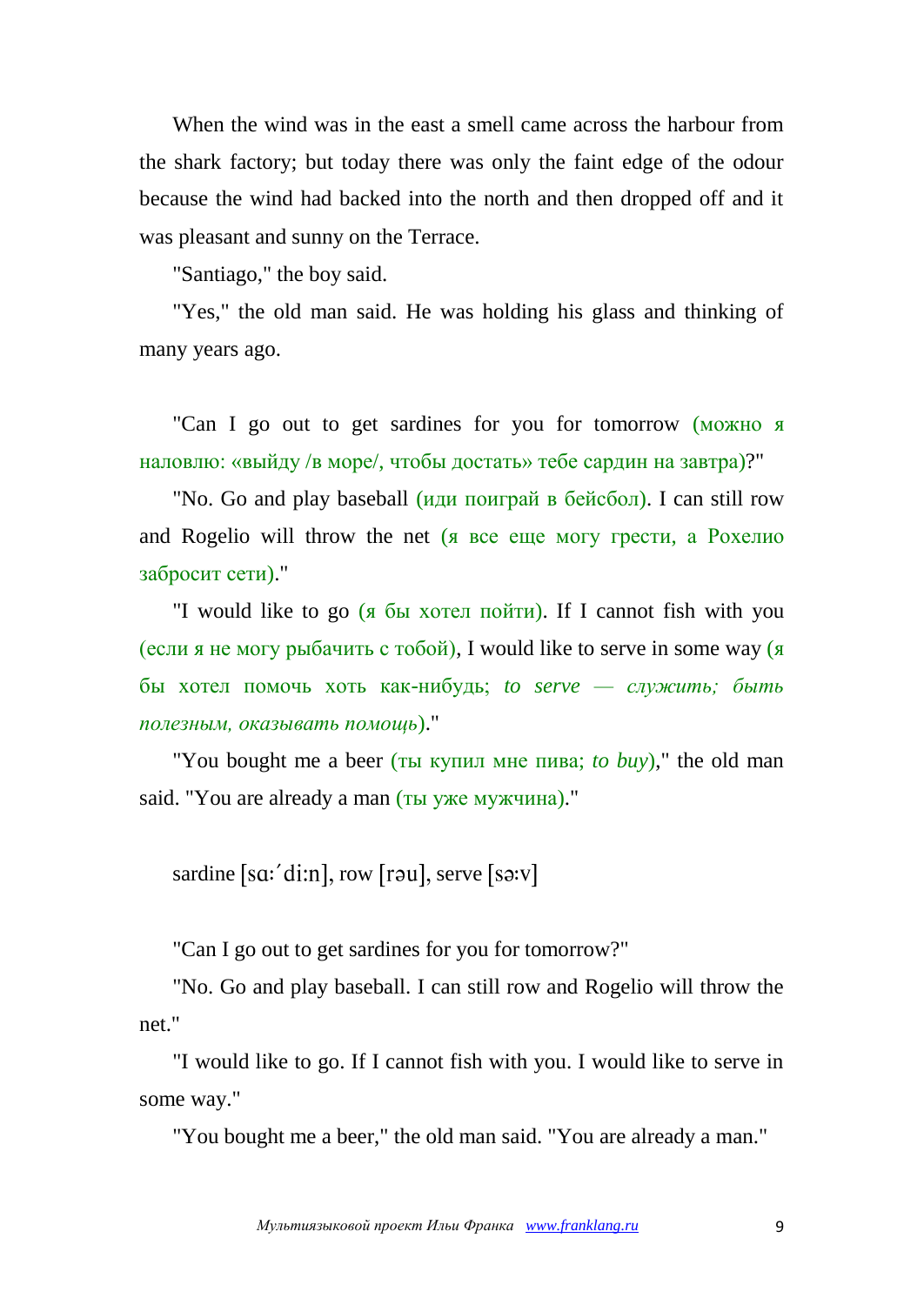When the wind was in the east a smell came across the harbour from the shark factory; but today there was only the faint edge of the odour because the wind had backed into the north and then dropped off and it was pleasant and sunny on the Terrace.

"Santiago," the boy said.

"Yes," the old man said. He was holding his glass and thinking of many years ago.

"Can I go out to get sardines for you for tomorrow (можно я наловлю: «выйду /в море/, чтобы достать» тебе сардин на завтра)?"

"No. Go and play baseball (иди поиграй в бейсбол). I can still row and Rogelio will throw the net (я все еще могу грести, а Рохелио забросит сети)."

"I would like to go (я бы хотел пойти). If I cannot fish with you (если я не могу рыбачить с тобой), I would like to serve in some way (я бы хотел помочь хоть как-нибудь; *to serve — служить; быть полезным, оказывать помощь*)."

"You bought me a beer (ты купил мне пива; *to buy*)," the old man said. "You are already a man (ты уже мужчина)."

sardine [sɑːˊdiːn], row [rəu], serve [səːv]

"Can I go out to get sardines for you for tomorrow?"

"No. Go and play baseball. I can still row and Rogelio will throw the net."

"I would like to go. If I cannot fish with you. I would like to serve in some way."

"You bought me a beer," the old man said. "You are already a man."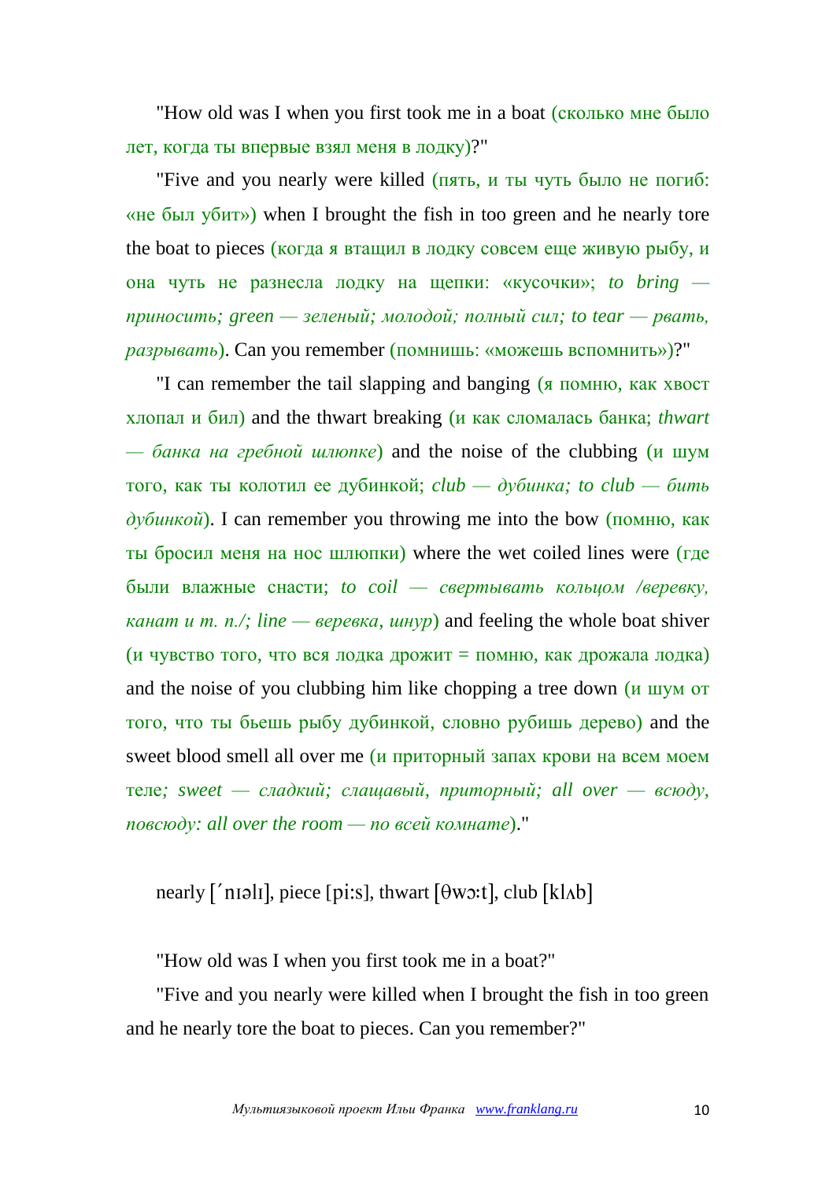"How old was I when you first took me in a boat (сколько мне было лет, когда ты впервые взял меня в лодку)?"

"Five and you nearly were killed (пять, и ты чуть было не погиб: «не был убит») when I brought the fish in too green and he nearly tore the boat to pieces (когда я втащил в лодку совсем еще живую рыбу, и она чуть не разнесла лодку на щепки: «кусочки»; *to bring — приносить; green — зеленый; молодой; полный сил; to tear — рвать, разрывать*). Can you remember (помнишь: «можешь вспомнить»)?"

"I can remember the tail slapping and banging (я помню, как хвост хлопал и бил) and the thwart breaking (и как сломалась банка; *thwart — банка на гребной шлюпке*) and the noise of the clubbing (и шум того, как ты колотил ее дубинкой; *club — дубинка; to club — бить дубинкой*). I can remember you throwing me into the bow (помню, как ты бросил меня на нос шлюпки) where the wet coiled lines were (где были влажные снасти; *to coil — свертывать кольцом /веревку, канат и т. п./; line — веревка, шнур*) and feeling the whole boat shiver (и чувство того, что вся лодка дрожит = помню, как дрожала лодка) and the noise of you clubbing him like chopping a tree down (и шум от того, что ты бьешь рыбу дубинкой, словно рубишь дерево) and the sweet blood smell all over me (и приторный запах крови на всем моем теле*; sweet — сладкий; слащавый, приторный; all over — всюду, повсюду: all over the room — по всей комнате*)."

nearly [´nɪəlɪ], piece [pi:s], thwart [θwɔ:t], club [klʌb]

"How old was I when you first took me in a boat?"

"Five and you nearly were killed when I brought the fish in too green and he nearly tore the boat to pieces. Can you remember?"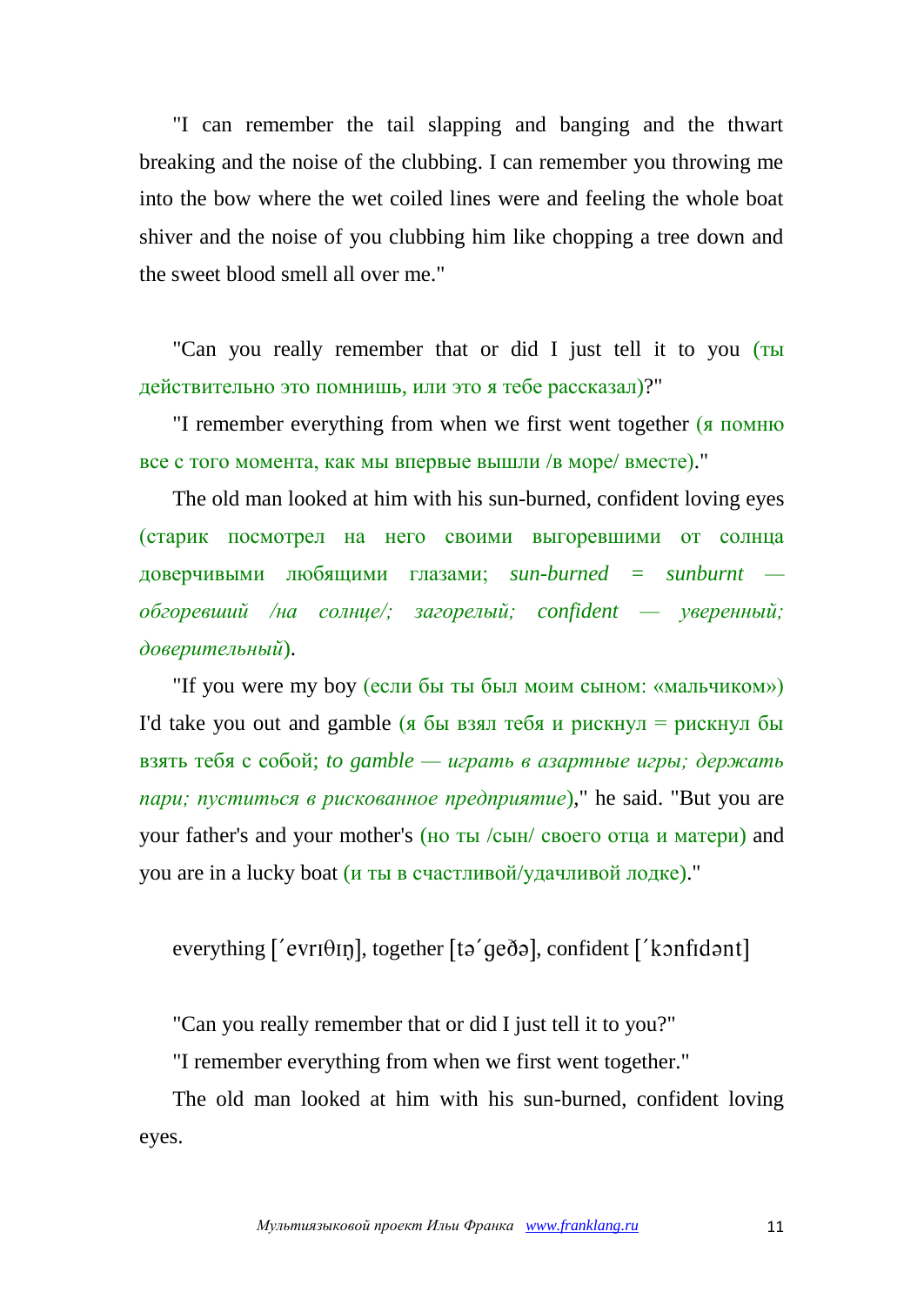"I can remember the tail slapping and banging and the thwart breaking and the noise of the clubbing. I can remember you throwing me into the bow where the wet coiled lines were and feeling the whole boat shiver and the noise of you clubbing him like chopping a tree down and the sweet blood smell all over me."

"Can you really remember that or did I just tell it to you (ты действительно это помнишь, или это я тебе рассказал)?"

"I remember everything from when we first went together (я помню все с того момента, как мы впервые вышли /в море/ вместе)."

The old man looked at him with his sun-burned, confident loving eyes (старик посмотрел на него своими выгоревшими от солнца доверчивыми любящими глазами; *sun-burned = sunburnt — обгоревший /на солнце/; загорелый; confident — уверенный; доверительный*).

"If you were my boy (если бы ты был моим сыном: «мальчиком») I'd take you out and gamble (я бы взял тебя и рискнул = рискнул бы взять тебя с собой; *to gamble — играть в азартные игры; держать пари; пуститься в рискованное предприятие*)," he said. "But you are your father's and your mother's (но ты /сын/ своего отца и матери) and you are in a lucky boat (и ты в счастливой/удачливой лодке)."

everything [ˊevrɪθɪŋ], together [təˊgeðə], confident [ˊkɔnfɪdənt]

"Can you really remember that or did I just tell it to you?"

"I remember everything from when we first went together."

The old man looked at him with his sun-burned, confident loving eyes.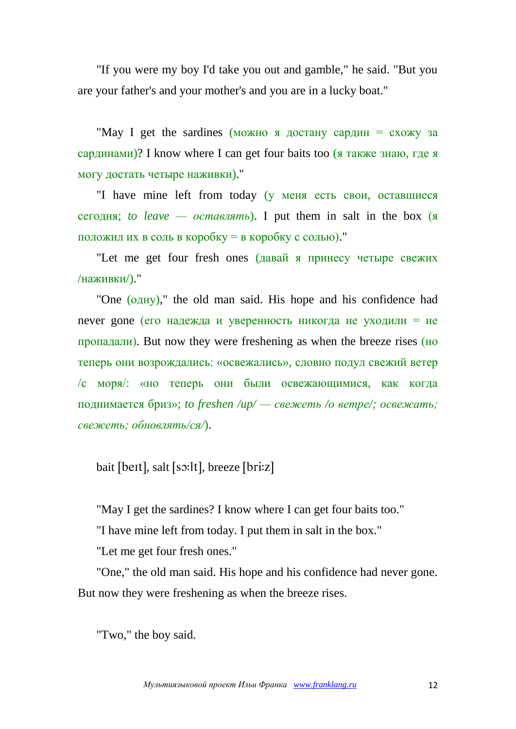"If you were my boy I'd take you out and gamble," he said. "But you are your father's and your mother's and you are in a lucky boat."

"May I get the sardines (можно я достану сардин = схожу за сардинами)? I know where I can get four baits too (я также знаю, где я могу достать четыре наживки)."

"I have mine left from today (у меня есть свои, оставшиеся сегодня; *to leave — оставлять*). I put them in salt in the box (я положил их в соль в коробку = в коробку с солью)."

"Let me get four fresh ones (давай я принесу четыре свежих /наживки/)."

"One (одну)," the old man said. His hope and his confidence had never gone (его надежда и уверенность никогда не уходили = не пропадали). But now they were freshening as when the breeze rises (но теперь они возрождались: «освежались», словно подул свежий ветер /с моря/: «но теперь они были освежающимися, как когда поднимается бриз»; *to freshen /up/ — свежеть /о ветре/; освежать; свежеть; обновлять/ся/*).

bait [beɪt], salt [sɔːlt], breeze [briːz]

"May I get the sardines? I know where I can get four baits too."
"I have mine left from today. I put them in salt in the box."
"Let me get four fresh ones."
"One," the old man said. His hope and his confidence had never gone. But now they were freshening as when the breeze rises.

"Two," the boy said.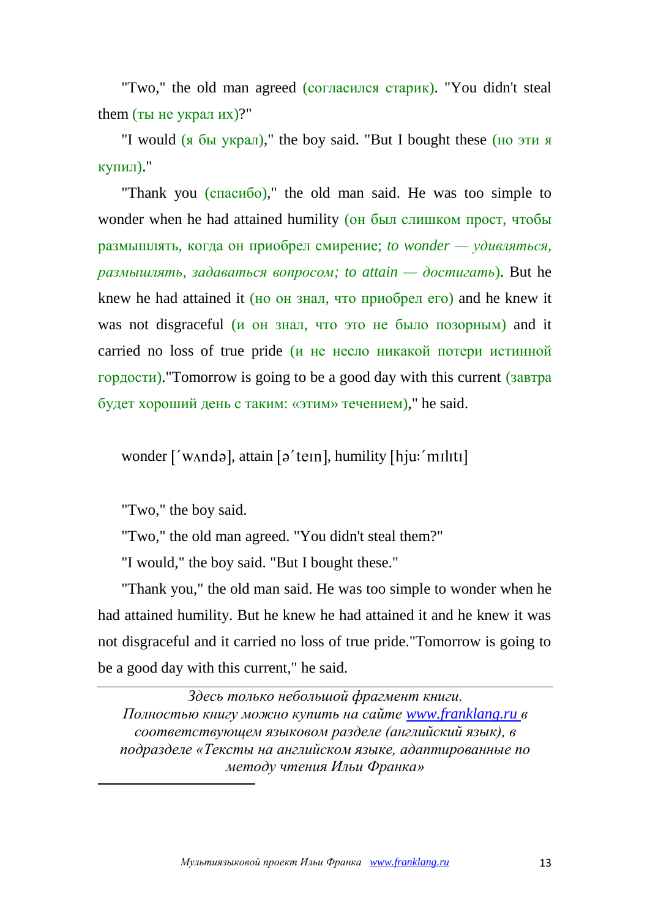"Two," the old man agreed (согласился старик). "You didn't steal them (ты не украл их)?"

"I would (я бы украл)," the boy said. "But I bought these (но эти я купил)."

"Thank you (спасибо)," the old man said. He was too simple to wonder when he had attained humility (он был слишком прост, чтобы размышлять, когда он приобрел смирение; *to wonder — удивляться, размышлять, задаваться вопросом; to attain — достигать*). But he knew he had attained it (но он знал, что приобрел его) and he knew it was not disgraceful (и он знал, что это не было позорным) and it carried no loss of true pride (и не несло никакой потери истинной гордости)."Tomorrow is going to be a good day with this current (завтра будет хороший день с таким: «этим» течением)," he said.

wonder [ˊwʌndə], attain [əˊteɪn], humility [hjuːˊmɪlɪtɪ]

"Two," the boy said.

"Two," the old man agreed. "You didn't steal them?"

"I would," the boy said. "But I bought these."

"Thank you," the old man said. He was too simple to wonder when he had attained humility. But he knew he had attained it and he knew it was not disgraceful and it carried no loss of true pride."Tomorrow is going to be a good day with this current," he said.

---

*Здесь только небольшой фрагмент книги.*
*Полностью книгу можно купить на сайте* *www.franklang.ru* *в соответствующем языковом разделе (английский язык), в подразделе «Тексты на английском языке, адаптированные по методу чтения Ильи Франка»*